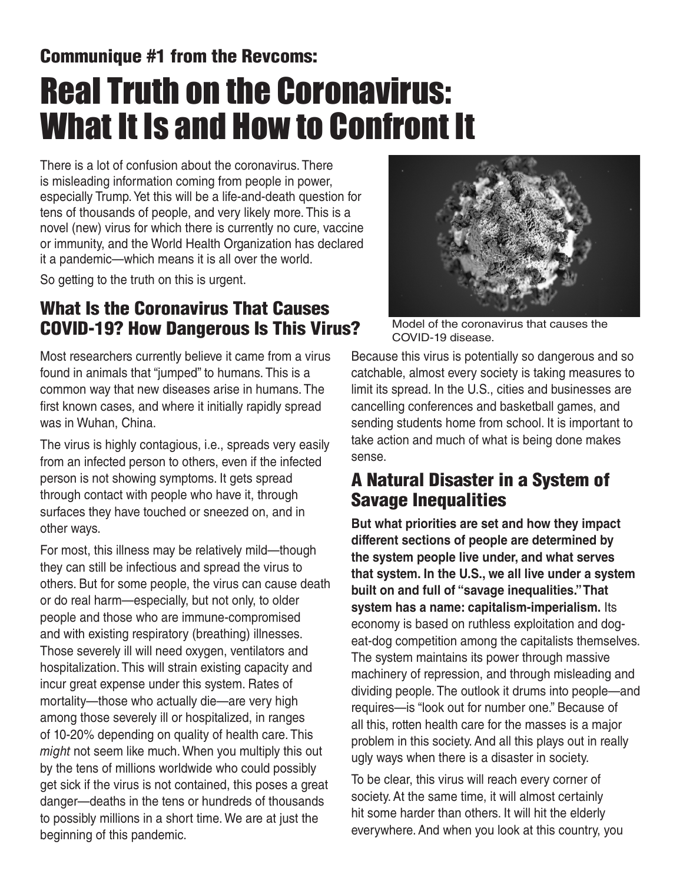## Communique #1 from the Revcoms:

# Real Truth on the Coronavirus: What It Is and How to Confront It

There is a lot of confusion about the coronavirus. There is misleading information coming from people in power, especially Trump. Yet this will be a life-and-death question for tens of thousands of people, and very likely more. This is a novel (new) virus for which there is currently no cure, vaccine or immunity, and the World Health Organization has declared it a pandemic—which means it is all over the world.

So getting to the truth on this is urgent.

Model of the coronavirus that causes the COVID-19 disease.

## What Is the Coronavirus That Causes COVID-19? How Dangerous Is This Virus?

Most researchers currently believe it came from a virus found in animals that "jumped" to humans. This is a common way that new diseases arise in humans. The first known cases, and where it initially rapidly spread was in Wuhan, China.

The virus is highly contagious, i.e., spreads very easily from an infected person to others, even if the infected person is not showing symptoms. It gets spread through contact with people who have it, through surfaces they have touched or sneezed on, and in other ways.

For most, this illness may be relatively mild—though they can still be infectious and spread the virus to others. But for some people, the virus can cause death or do real harm—especially, but not only, to older people and those who are immune-compromised and with existing respiratory (breathing) illnesses. Those severely ill will need oxygen, ventilators and hospitalization. This will strain existing capacity and incur great expense under this system. Rates of mortality—those who actually die—are very high among those severely ill or hospitalized, in ranges of 10-20% depending on quality of health care. This *might* not seem like much. When you multiply this out by the tens of millions worldwide who could possibly get sick if the virus is not contained, this poses a great danger—deaths in the tens or hundreds of thousands to possibly millions in a short time. We are at just the beginning of this pandemic.

Because this virus is potentially so dangerous and so catchable, almost every society is taking measures to limit its spread. In the U.S., cities and businesses are cancelling conferences and basketball games, and sending students home from school. It is important to take action and much of what is being done makes sense.

## A Natural Disaster in a System of Savage Inequalities

**But what priorities are set and how they impact different sections of people are determined by the system people live under, and what serves that system. In the U.S., we all live under a system built on and full of "savage inequalities." That system has a name: capitalism-imperialism.** Its economy is based on ruthless exploitation and dog-eat-dog competition among the capitalists themselves. The system maintains its power through massive machinery of repression, and through misleading and dividing people. The outlook it drums into people—and requires—is "look out for number one." Because of all this, rotten health care for the masses is a major problem in this society. And all this plays out in really ugly ways when there is a disaster in society.

To be clear, this virus will reach every corner of society. At the same time, it will almost certainly hit some harder than others. It will hit the elderly everywhere. And when you look at this country, you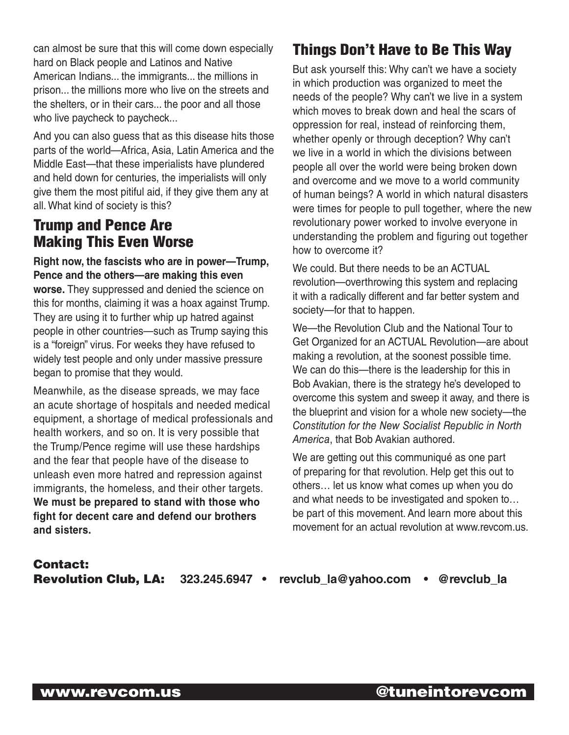can almost be sure that this will come down especially hard on Black people and Latinos and Native American Indians... the immigrants... the millions in prison... the millions more who live on the streets and the shelters, or in their cars... the poor and all those who live paycheck to paycheck...

And you can also guess that as this disease hits those parts of the world—Africa, Asia, Latin America and the Middle East—that these imperialists have plundered and held down for centuries, the imperialists will only give them the most pitiful aid, if they give them any at all. What kind of society is this?

## Trump and Pence Are Making This Even Worse

**Right now, the fascists who are in power—Trump, Pence and the others—are making this even worse.** They suppressed and denied the science on this for months, claiming it was a hoax against Trump. They are using it to further whip up hatred against people in other countries—such as Trump saying this is a "foreign" virus. For weeks they have refused to widely test people and only under massive pressure began to promise that they would.

Meanwhile, as the disease spreads, we may face an acute shortage of hospitals and needed medical equipment, a shortage of medical professionals and health workers, and so on. It is very possible that the Trump/Pence regime will use these hardships and the fear that people have of the disease to unleash even more hatred and repression against immigrants, the homeless, and their other targets. **We must be prepared to stand with those who fight for decent care and defend our brothers and sisters.**

## Things Don't Have to Be This Way

But ask yourself this: Why can't we have a society in which production was organized to meet the needs of the people? Why can't we live in a system which moves to break down and heal the scars of oppression for real, instead of reinforcing them, whether openly or through deception? Why can't we live in a world in which the divisions between people all over the world were being broken down and overcome and we move to a world community of human beings? A world in which natural disasters were times for people to pull together, where the new revolutionary power worked to involve everyone in understanding the problem and figuring out together how to overcome it?

We could. But there needs to be an ACTUAL revolution—overthrowing this system and replacing it with a radically different and far better system and society—for that to happen.

We—the Revolution Club and the National Tour to Get Organized for an ACTUAL Revolution—are about making a revolution, at the soonest possible time. We can do this—there is the leadership for this in Bob Avakian, there is the strategy he's developed to overcome this system and sweep it away, and there is the blueprint and vision for a whole new society—the *Constitution for the New Socialist Republic in North America*, that Bob Avakian authored.

We are getting out this communiqué as one part of preparing for that revolution. Help get this out to others… let us know what comes up when you do and what needs to be investigated and spoken to… be part of this movement. And learn more about this movement for an actual revolution at www.revcom.us.

**Contact:**
**Revolution Club, LA: 323.245.6947 • revclub_la@yahoo.com • @revclub_la**

**www.revcom.us** **@tuneintorevcom**